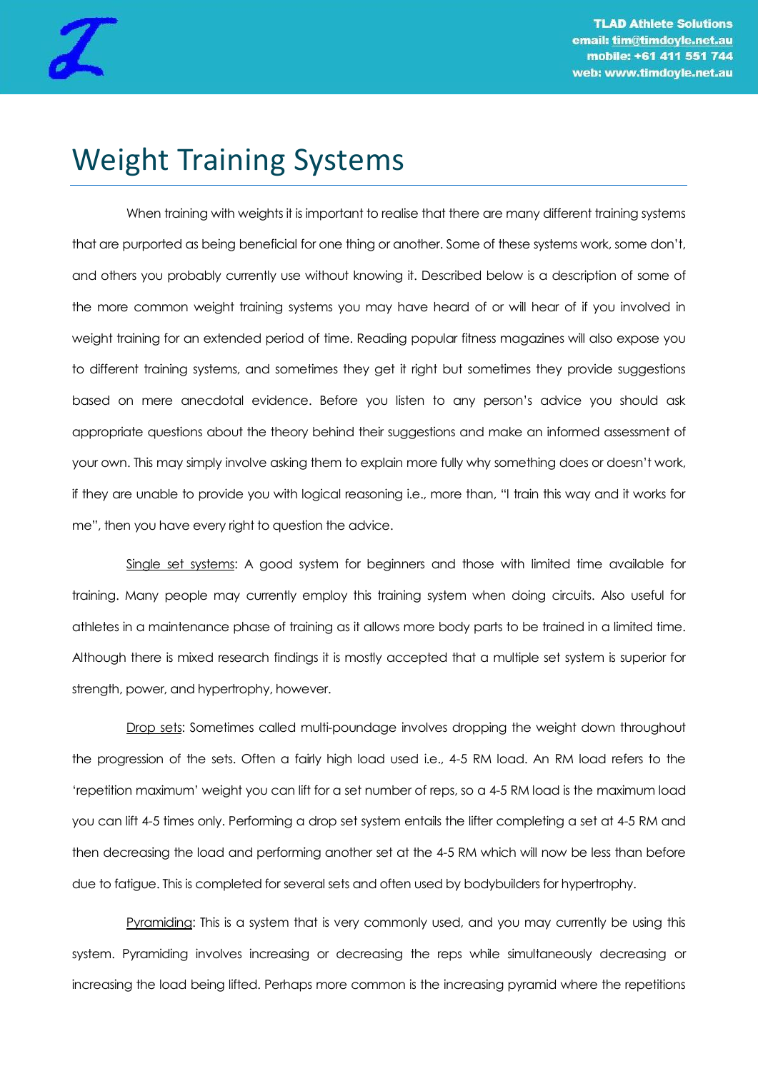# Weight Training Systems

When training with weights it is important to realise that there are many different training systems that are purported as being beneficial for one thing or another. Some of these systems work, some don't, and others you probably currently use without knowing it. Described below is a description of some of the more common weight training systems you may have heard of or will hear of if you involved in weight training for an extended period of time. Reading popular fitness magazines will also expose you to different training systems, and sometimes they get it right but sometimes they provide suggestions based on mere anecdotal evidence. Before you listen to any person's advice you should ask appropriate questions about the theory behind their suggestions and make an informed assessment of your own. This may simply involve asking them to explain more fully why something does or doesn't work, if they are unable to provide you with logical reasoning i.e., more than, "I train this way and it works for me", then you have every right to question the advice.

Single set systems: A good system for beginners and those with limited time available for training. Many people may currently employ this training system when doing circuits. Also useful for athletes in a maintenance phase of training as it allows more body parts to be trained in a limited time. Although there is mixed research findings it is mostly accepted that a multiple set system is superior for strength, power, and hypertrophy, however.

Drop sets: Sometimes called multi-poundage involves dropping the weight down throughout the progression of the sets. Often a fairly high load used i.e., 4-5 RM load. An RM load refers to the 'repetition maximum' weight you can lift for a set number of reps, so a 4-5 RM load is the maximum load you can lift 4-5 times only. Performing a drop set system entails the lifter completing a set at 4-5 RM and then decreasing the load and performing another set at the 4-5 RM which will now be less than before due to fatigue. This is completed for several sets and often used by bodybuilders for hypertrophy.

Pyramiding: This is a system that is very commonly used, and you may currently be using this system. Pyramiding involves increasing or decreasing the reps while simultaneously decreasing or increasing the load being lifted. Perhaps more common is the increasing pyramid where the repetitions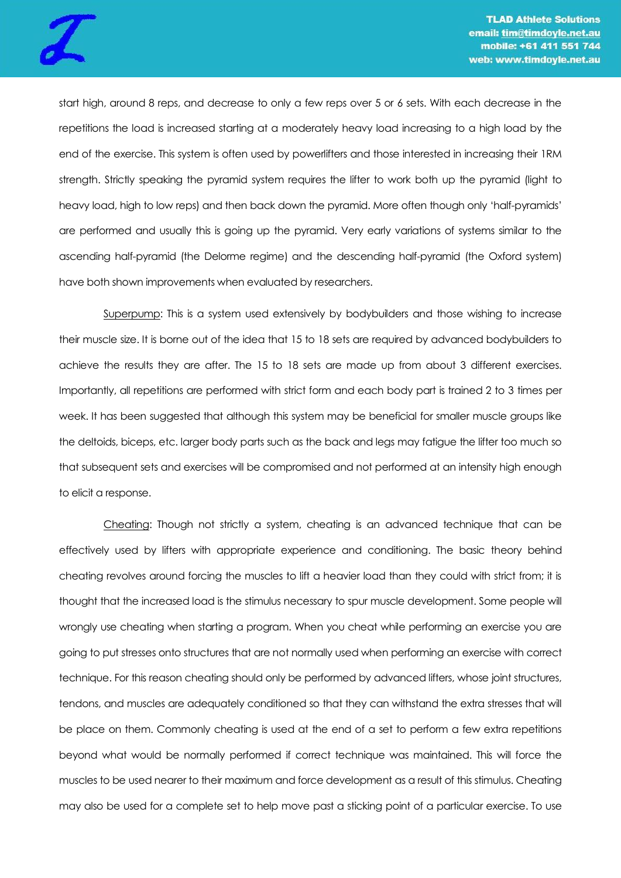start high, around 8 reps, and decrease to only a few reps over 5 or 6 sets. With each decrease in the repetitions the load is increased starting at a moderately heavy load increasing to a high load by the end of the exercise. This system is often used by powerlifters and those interested in increasing their 1RM strength. Strictly speaking the pyramid system requires the lifter to work both up the pyramid (light to heavy load, high to low reps) and then back down the pyramid. More often though only 'half-pyramids' are performed and usually this is going up the pyramid. Very early variations of systems similar to the ascending half-pyramid (the Delorme regime) and the descending half-pyramid (the Oxford system) have both shown improvements when evaluated by researchers.

Superpump: This is a system used extensively by bodybuilders and those wishing to increase their muscle size. It is borne out of the idea that 15 to 18 sets are required by advanced bodybuilders to achieve the results they are after. The 15 to 18 sets are made up from about 3 different exercises. Importantly, all repetitions are performed with strict form and each body part is trained 2 to 3 times per week. It has been suggested that although this system may be beneficial for smaller muscle groups like the deltoids, biceps, etc. larger body parts such as the back and legs may fatigue the lifter too much so that subsequent sets and exercises will be compromised and not performed at an intensity high enough to elicit a response.

Cheating: Though not strictly a system, cheating is an advanced technique that can be effectively used by lifters with appropriate experience and conditioning. The basic theory behind cheating revolves around forcing the muscles to lift a heavier load than they could with strict from; it is thought that the increased load is the stimulus necessary to spur muscle development. Some people will wrongly use cheating when starting a program. When you cheat while performing an exercise you are going to put stresses onto structures that are not normally used when performing an exercise with correct technique. For this reason cheating should only be performed by advanced lifters, whose joint structures, tendons, and muscles are adequately conditioned so that they can withstand the extra stresses that will be place on them. Commonly cheating is used at the end of a set to perform a few extra repetitions beyond what would be normally performed if correct technique was maintained. This will force the muscles to be used nearer to their maximum and force development as a result of this stimulus. Cheating may also be used for a complete set to help move past a sticking point of a particular exercise. To use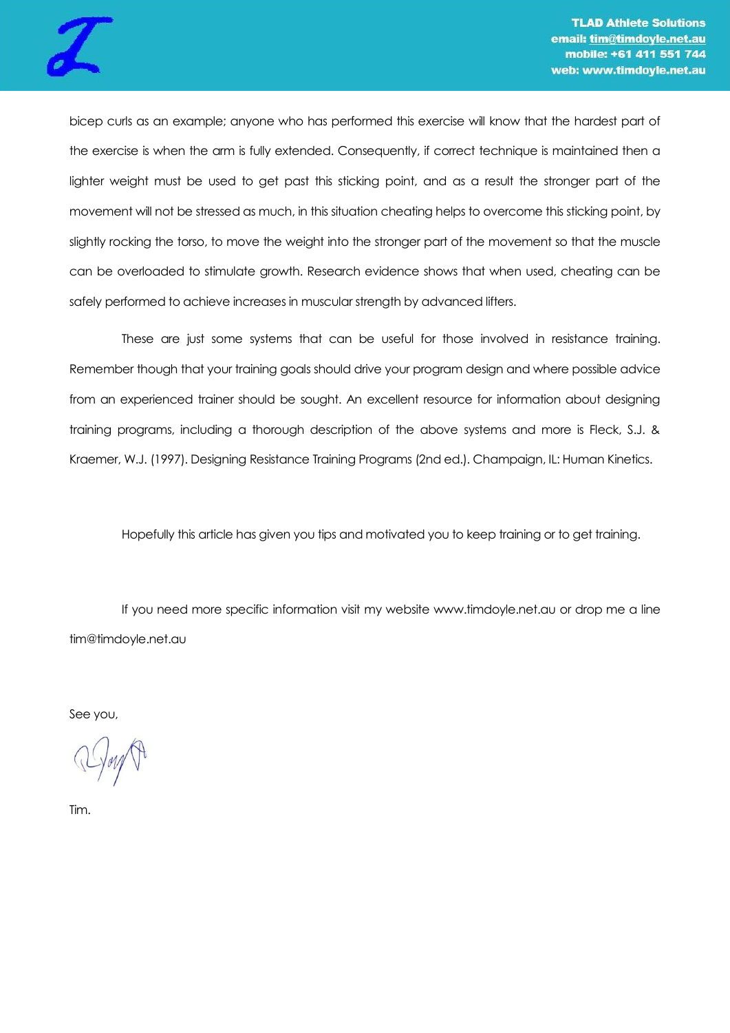bicep curls as an example; anyone who has performed this exercise will know that the hardest part of the exercise is when the arm is fully extended. Consequently, if correct technique is maintained then a lighter weight must be used to get past this sticking point, and as a result the stronger part of the movement will not be stressed as much, in this situation cheating helps to overcome this sticking point, by slightly rocking the torso, to move the weight into the stronger part of the movement so that the muscle can be overloaded to stimulate growth. Research evidence shows that when used, cheating can be safely performed to achieve increases in muscular strength by advanced lifters.

These are just some systems that can be useful for those involved in resistance training. Remember though that your training goals should drive your program design and where possible advice from an experienced trainer should be sought. An excellent resource for information about designing training programs, including a thorough description of the above systems and more is Fleck, S.J. & Kraemer, W.J. (1997). Designing Resistance Training Programs (2nd ed.). Champaign, IL: Human Kinetics.

Hopefully this article has given you tips and motivated you to keep training or to get training.

If you need more specific information visit my website www.timdoyle.net.au or drop me a line tim@timdoyle.net.au

See you,

Tim.